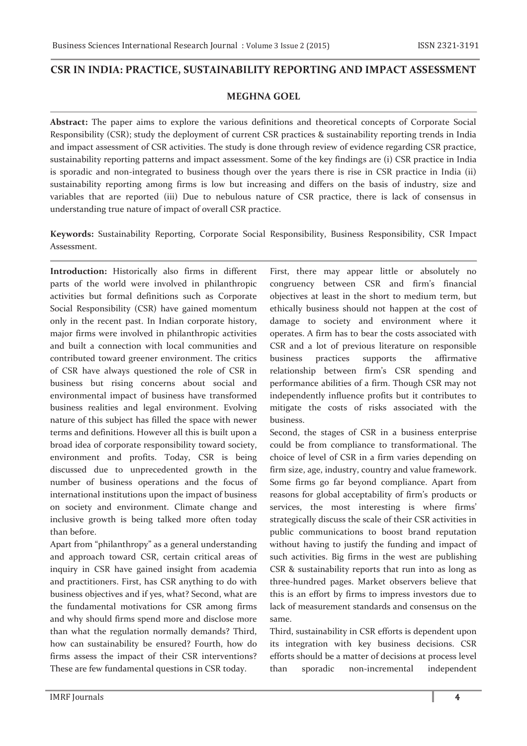# CSR IN INDIA: PRACTICE, SUSTAINABILITY REPORTING AND IMPACT ASSESSMENT

**MEGHNA GOEL**

**Abstract:** The paper aims to explore the various definitions and theoretical concepts of Corporate Social Responsibility (CSR); study the deployment of current CSR practices & sustainability reporting trends in India and impact assessment of CSR activities. The study is done through review of evidence regarding CSR practice, sustainability reporting patterns and impact assessment. Some of the key findings are (i) CSR practice in India is sporadic and non-integrated to business though over the years there is rise in CSR practice in India (ii) sustainability reporting among firms is low but increasing and differs on the basis of industry, size and variables that are reported (iii) Due to nebulous nature of CSR practice, there is lack of consensus in understanding true nature of impact of overall CSR practice.

**Keywords:** Sustainability Reporting, Corporate Social Responsibility, Business Responsibility, CSR Impact Assessment.

**Introduction:** Historically also firms in different parts of the world were involved in philanthropic activities but formal definitions such as Corporate Social Responsibility (CSR) have gained momentum only in the recent past. In Indian corporate history, major firms were involved in philanthropic activities and built a connection with local communities and contributed toward greener environment. The critics of CSR have always questioned the role of CSR in business but rising concerns about social and environmental impact of business have transformed business realities and legal environment. Evolving nature of this subject has filled the space with newer terms and definitions. However all this is built upon a broad idea of corporate responsibility toward society, environment and profits. Today, CSR is being discussed due to unprecedented growth in the number of business operations and the focus of international institutions upon the impact of business on society and environment. Climate change and inclusive growth is being talked more often today than before.

Apart from "philanthropy" as a general understanding and approach toward CSR, certain critical areas of inquiry in CSR have gained insight from academia and practitioners. First, has CSR anything to do with business objectives and if yes, what? Second, what are the fundamental motivations for CSR among firms and why should firms spend more and disclose more than what the regulation normally demands? Third, how can sustainability be ensured? Fourth, how do firms assess the impact of their CSR interventions? These are few fundamental questions in CSR today.

First, there may appear little or absolutely no congruency between CSR and firm's financial objectives at least in the short to medium term, but ethically business should not happen at the cost of damage to society and environment where it operates. A firm has to bear the costs associated with CSR and a lot of previous literature on responsible business practices supports the affirmative relationship between firm's CSR spending and performance abilities of a firm. Though CSR may not independently influence profits but it contributes to mitigate the costs of risks associated with the business.

Second, the stages of CSR in a business enterprise could be from compliance to transformational. The choice of level of CSR in a firm varies depending on firm size, age, industry, country and value framework. Some firms go far beyond compliance. Apart from reasons for global acceptability of firm's products or services, the most interesting is where firms' strategically discuss the scale of their CSR activities in public communications to boost brand reputation without having to justify the funding and impact of such activities. Big firms in the west are publishing CSR & sustainability reports that run into as long as three-hundred pages. Market observers believe that this is an effort by firms to impress investors due to lack of measurement standards and consensus on the same.

Third, sustainability in CSR efforts is dependent upon its integration with key business decisions. CSR efforts should be a matter of decisions at process level than sporadic non-incremental independent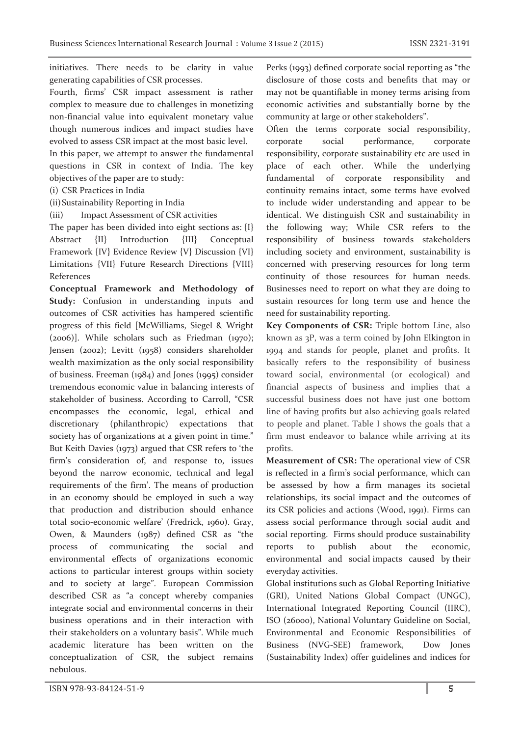initiatives. There needs to be clarity in value generating capabilities of CSR processes.

Fourth, firms' CSR impact assessment is rather complex to measure due to challenges in monetizing non-financial value into equivalent monetary value though numerous indices and impact studies have evolved to assess CSR impact at the most basic level.

In this paper, we attempt to answer the fundamental questions in CSR in context of India. The key objectives of the paper are to study:

(i) CSR Practices in India

(ii) Sustainability Reporting in India

(iii) Impact Assessment of CSR activities

The paper has been divided into eight sections as: {I} Abstract {II} Introduction {III} Conceptual Framework {IV} Evidence Review {V} Discussion {VI} Limitations {VII} Future Research Directions {VIII} References

**Conceptual Framework and Methodology of Study:** Confusion in understanding inputs and outcomes of CSR activities has hampered scientific progress of this field [McWilliams, Siegel & Wright (2006)]. While scholars such as Friedman (1970); Jensen (2002); Levitt (1958) considers shareholder wealth maximization as the only social responsibility of business. Freeman (1984) and Jones (1995) consider tremendous economic value in balancing interests of stakeholder of business. According to Carroll, "CSR encompasses the economic, legal, ethical and discretionary (philanthropic) expectations that society has of organizations at a given point in time." But Keith Davies (1973) argued that CSR refers to 'the firm's consideration of, and response to, issues beyond the narrow economic, technical and legal requirements of the firm'. The means of production in an economy should be employed in such a way that production and distribution should enhance total socio-economic welfare' (Fredrick, 1960). Gray, Owen, & Maunders (1987) defined CSR as "the process of communicating the social and environmental effects of organizations economic actions to particular interest groups within society and to society at large". European Commission described CSR as "a concept whereby companies integrate social and environmental concerns in their business operations and in their interaction with their stakeholders on a voluntary basis". While much academic literature has been written on the conceptualization of CSR, the subject remains nebulous.

Perks (1993) defined corporate social reporting as "the disclosure of those costs and benefits that may or may not be quantifiable in money terms arising from economic activities and substantially borne by the community at large or other stakeholders".

Often the terms corporate social responsibility, corporate social performance, corporate responsibility, corporate sustainability etc are used in place of each other. While the underlying fundamental of corporate responsibility and continuity remains intact, some terms have evolved to include wider understanding and appear to be identical. We distinguish CSR and sustainability in the following way; While CSR refers to the responsibility of business towards stakeholders including society and environment, sustainability is concerned with preserving resources for long term continuity of those resources for human needs. Businesses need to report on what they are doing to sustain resources for long term use and hence the need for sustainability reporting.

**Key Components of CSR:** Triple bottom Line, also known as 3P, was a term coined by John Elkington in 1994 and stands for people, planet and profits. It basically refers to the responsibility of business toward social, environmental (or ecological) and financial aspects of business and implies that a successful business does not have just one bottom line of having profits but also achieving goals related to people and planet. Table I shows the goals that a firm must endeavor to balance while arriving at its profits.

**Measurement of CSR:** The operational view of CSR is reflected in a firm's social performance, which can be assessed by how a firm manages its societal relationships, its social impact and the outcomes of its CSR policies and actions (Wood, 1991). Firms can assess social performance through social audit and social reporting. Firms should produce sustainability reports to publish about the economic, environmental and social impacts caused by their everyday activities.

Global institutions such as Global Reporting Initiative (GRI), United Nations Global Compact (UNGC), International Integrated Reporting Council (IIRC), ISO (26000), National Voluntary Guideline on Social, Environmental and Economic Responsibilities of Business (NVG-SEE) framework, Dow Jones (Sustainability Index) offer guidelines and indices for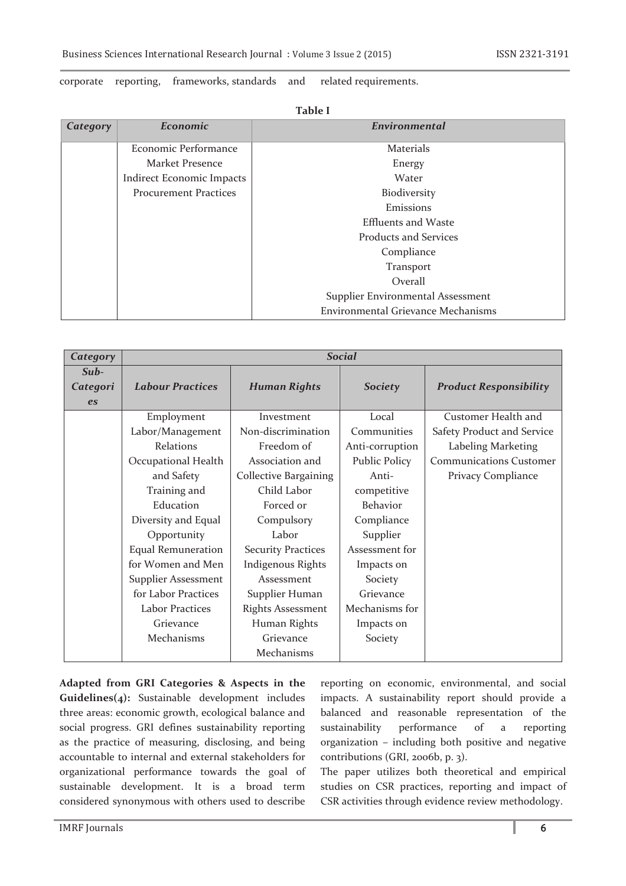corporate reporting, frameworks, standards and related requirements.

**Table I**

| *Category* | *Economic* | *Environmental* |
|---|---|---|
| | Economic Performance | Materials |
| | Market Presence | Energy |
| | Indirect Economic Impacts | Water |
| | Procurement Practices | Biodiversity |
| | | Emissions |
| | | Effluents and Waste |
| | | Products and Services |
| | | Compliance |
| | | Transport |
| | | Overall |
| | | Supplier Environmental Assessment |
| | | Environmental Grievance Mechanisms |

| *Category* | *Social* | | | |
|---|---|---|---|---|
| *Sub-Categories* | *Labour Practices* | *Human Rights* | *Society* | *Product Responsibility* |
| | Employment Labor/Management Relations Occupational Health and Safety Training and Education Diversity and Equal Opportunity Equal Remuneration for Women and Men Supplier Assessment for Labor Practices Labor Practices Grievance Mechanisms | Investment Non-discrimination Freedom of Association and Collective Bargaining Child Labor Forced or Compulsory Labor Security Practices Indigenous Rights Assessment Supplier Human Rights Assessment Human Rights Grievance Mechanisms | Local Communities Anti-corruption Public Policy Anti-competitive Behavior Compliance Supplier Assessment for Impacts on Society Grievance Mechanisms for Impacts on Society | Customer Health and Safety Product and Service Labeling Marketing Communications Customer Privacy Compliance |

**Adapted from GRI Categories & Aspects in the Guidelines(4):** Sustainable development includes three areas: economic growth, ecological balance and social progress. GRI defines sustainability reporting as the practice of measuring, disclosing, and being accountable to internal and external stakeholders for organizational performance towards the goal of sustainable development. It is a broad term considered synonymous with others used to describe reporting on economic, environmental, and social impacts. A sustainability report should provide a balanced and reasonable representation of the sustainability performance of a reporting organization – including both positive and negative contributions (GRI, 2006b, p. 3).

The paper utilizes both theoretical and empirical studies on CSR practices, reporting and impact of CSR activities through evidence review methodology.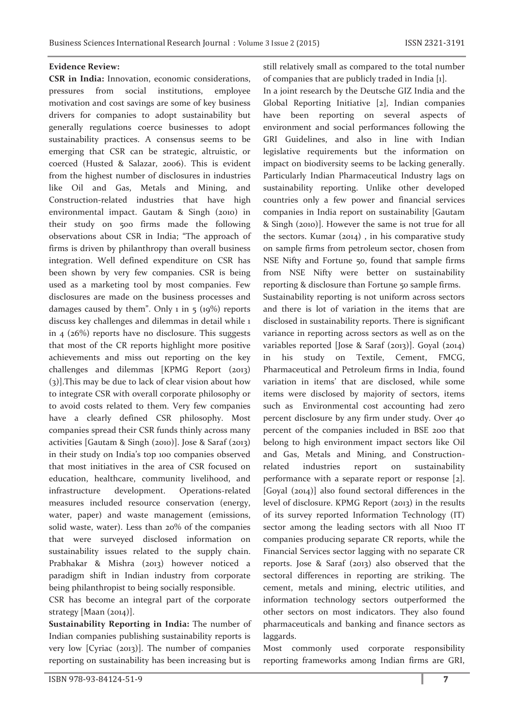**Evidence Review:**

**CSR in India:** Innovation, economic considerations, pressures from social institutions, employee motivation and cost savings are some of key business drivers for companies to adopt sustainability but generally regulations coerce businesses to adopt sustainability practices. A consensus seems to be emerging that CSR can be strategic, altruistic, or coerced (Husted & Salazar, 2006). This is evident from the highest number of disclosures in industries like Oil and Gas, Metals and Mining, and Construction-related industries that have high environmental impact. Gautam & Singh (2010) in their study on 500 firms made the following observations about CSR in India; "The approach of firms is driven by philanthropy than overall business integration. Well defined expenditure on CSR has been shown by very few companies. CSR is being used as a marketing tool by most companies. Few disclosures are made on the business processes and damages caused by them". Only 1 in 5 (19%) reports discuss key challenges and dilemmas in detail while 1 in 4 (26%) reports have no disclosure. This suggests that most of the CR reports highlight more positive achievements and miss out reporting on the key challenges and dilemmas [KPMG Report (2013) (3)].This may be due to lack of clear vision about how to integrate CSR with overall corporate philosophy or to avoid costs related to them. Very few companies have a clearly defined CSR philosophy. Most companies spread their CSR funds thinly across many activities [Gautam & Singh (2010)]. Jose & Saraf (2013) in their study on India's top 100 companies observed that most initiatives in the area of CSR focused on education, healthcare, community livelihood, and infrastructure development. Operations-related measures included resource conservation (energy, water, paper) and waste management (emissions, solid waste, water). Less than 20% of the companies that were surveyed disclosed information on sustainability issues related to the supply chain. Prabhakar & Mishra (2013) however noticed a paradigm shift in Indian industry from corporate being philanthropist to being socially responsible.

CSR has become an integral part of the corporate strategy [Maan (2014)].

**Sustainability Reporting in India:** The number of Indian companies publishing sustainability reports is very low [Cyriac (2013)]. The number of companies reporting on sustainability has been increasing but is still relatively small as compared to the total number of companies that are publicly traded in India [1].

In a joint research by the Deutsche GIZ India and the Global Reporting Initiative [2], Indian companies have been reporting on several aspects of environment and social performances following the GRI Guidelines, and also in line with Indian legislative requirements but the information on impact on biodiversity seems to be lacking generally. Particularly Indian Pharmaceutical Industry lags on sustainability reporting. Unlike other developed countries only a few power and financial services companies in India report on sustainability [Gautam & Singh (2010)]. However the same is not true for all the sectors. Kumar (2014) , in his comparative study on sample firms from petroleum sector, chosen from NSE Nifty and Fortune 50, found that sample firms from NSE Nifty were better on sustainability reporting & disclosure than Fortune 50 sample firms.

Sustainability reporting is not uniform across sectors and there is lot of variation in the items that are disclosed in sustainability reports. There is significant variance in reporting across sectors as well as on the variables reported [Jose & Saraf (2013)]. Goyal (2014) in his study on Textile, Cement, FMCG, Pharmaceutical and Petroleum firms in India, found variation in items' that are disclosed, while some items were disclosed by majority of sectors, items such as Environmental cost accounting had zero percent disclosure by any firm under study. Over 40 percent of the companies included in BSE 200 that belong to high environment impact sectors like Oil and Gas, Metals and Mining, and Construction-related industries report on sustainability performance with a separate report or response [2]. [Goyal (2014)] also found sectoral differences in the level of disclosure. KPMG Report (2013) in the results of its survey reported Information Technology (IT) sector among the leading sectors with all N100 IT companies producing separate CR reports, while the Financial Services sector lagging with no separate CR reports. Jose & Saraf (2013) also observed that the sectoral differences in reporting are striking. The cement, metals and mining, electric utilities, and information technology sectors outperformed the other sectors on most indicators. They also found pharmaceuticals and banking and finance sectors as laggards.

Most commonly used corporate responsibility reporting frameworks among Indian firms are GRI,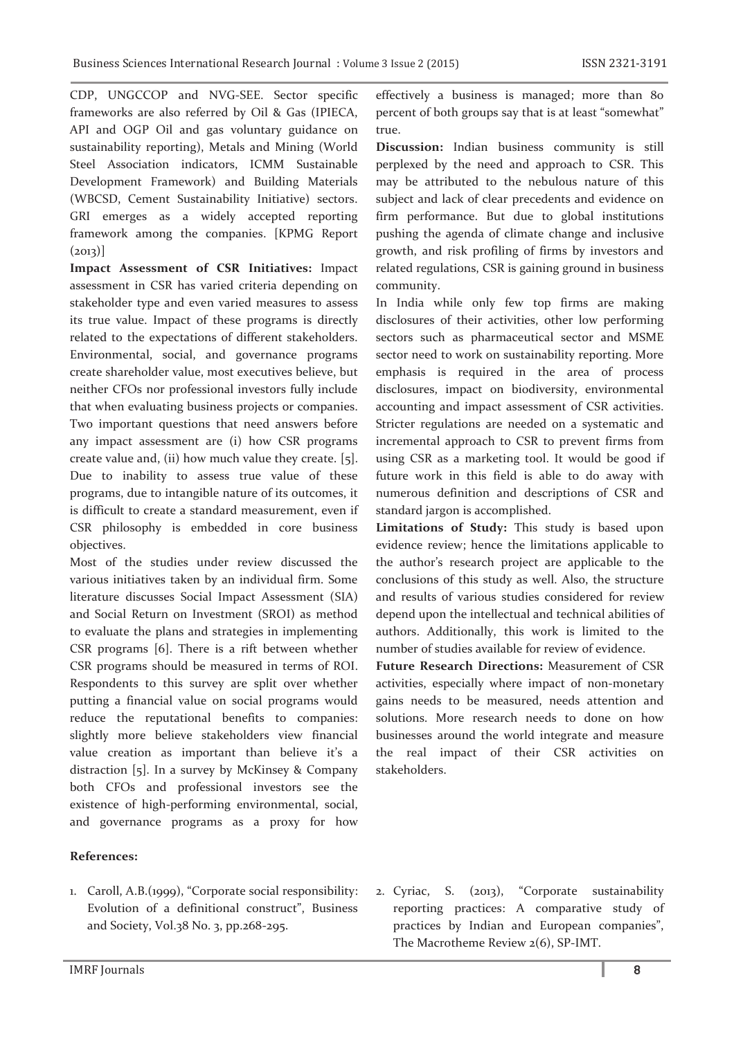CDP, UNGCCOP and NVG-SEE. Sector specific frameworks are also referred by Oil & Gas (IPIECA, API and OGP Oil and gas voluntary guidance on sustainability reporting), Metals and Mining (World Steel Association indicators, ICMM Sustainable Development Framework) and Building Materials (WBCSD, Cement Sustainability Initiative) sectors. GRI emerges as a widely accepted reporting framework among the companies. [KPMG Report (2013)]

**Impact Assessment of CSR Initiatives:** Impact assessment in CSR has varied criteria depending on stakeholder type and even varied measures to assess its true value. Impact of these programs is directly related to the expectations of different stakeholders. Environmental, social, and governance programs create shareholder value, most executives believe, but neither CFOs nor professional investors fully include that when evaluating business projects or companies. Two important questions that need answers before any impact assessment are (i) how CSR programs create value and, (ii) how much value they create. [5]. Due to inability to assess true value of these programs, due to intangible nature of its outcomes, it is difficult to create a standard measurement, even if CSR philosophy is embedded in core business objectives.

Most of the studies under review discussed the various initiatives taken by an individual firm. Some literature discusses Social Impact Assessment (SIA) and Social Return on Investment (SROI) as method to evaluate the plans and strategies in implementing CSR programs [6]. There is a rift between whether CSR programs should be measured in terms of ROI. Respondents to this survey are split over whether putting a financial value on social programs would reduce the reputational benefits to companies: slightly more believe stakeholders view financial value creation as important than believe it's a distraction [5]. In a survey by McKinsey & Company both CFOs and professional investors see the existence of high-performing environmental, social, and governance programs as a proxy for how effectively a business is managed; more than 80 percent of both groups say that is at least "somewhat" true.

**Discussion:** Indian business community is still perplexed by the need and approach to CSR. This may be attributed to the nebulous nature of this subject and lack of clear precedents and evidence on firm performance. But due to global institutions pushing the agenda of climate change and inclusive growth, and risk profiling of firms by investors and related regulations, CSR is gaining ground in business community.

In India while only few top firms are making disclosures of their activities, other low performing sectors such as pharmaceutical sector and MSME sector need to work on sustainability reporting. More emphasis is required in the area of process disclosures, impact on biodiversity, environmental accounting and impact assessment of CSR activities. Stricter regulations are needed on a systematic and incremental approach to CSR to prevent firms from using CSR as a marketing tool. It would be good if future work in this field is able to do away with numerous definition and descriptions of CSR and standard jargon is accomplished.

**Limitations of Study:** This study is based upon evidence review; hence the limitations applicable to the author's research project are applicable to the conclusions of this study as well. Also, the structure and results of various studies considered for review depend upon the intellectual and technical abilities of authors. Additionally, this work is limited to the number of studies available for review of evidence.

**Future Research Directions:** Measurement of CSR activities, especially where impact of non-monetary gains needs to be measured, needs attention and solutions. More research needs to done on how businesses around the world integrate and measure the real impact of their CSR activities on stakeholders.

**References:**

1. Caroll, A.B.(1999), "Corporate social responsibility: Evolution of a definitional construct", Business and Society, Vol.38 No. 3, pp.268-295.
2. Cyriac, S. (2013), "Corporate sustainability reporting practices: A comparative study of practices by Indian and European companies", The Macrotheme Review 2(6), SP-IMT.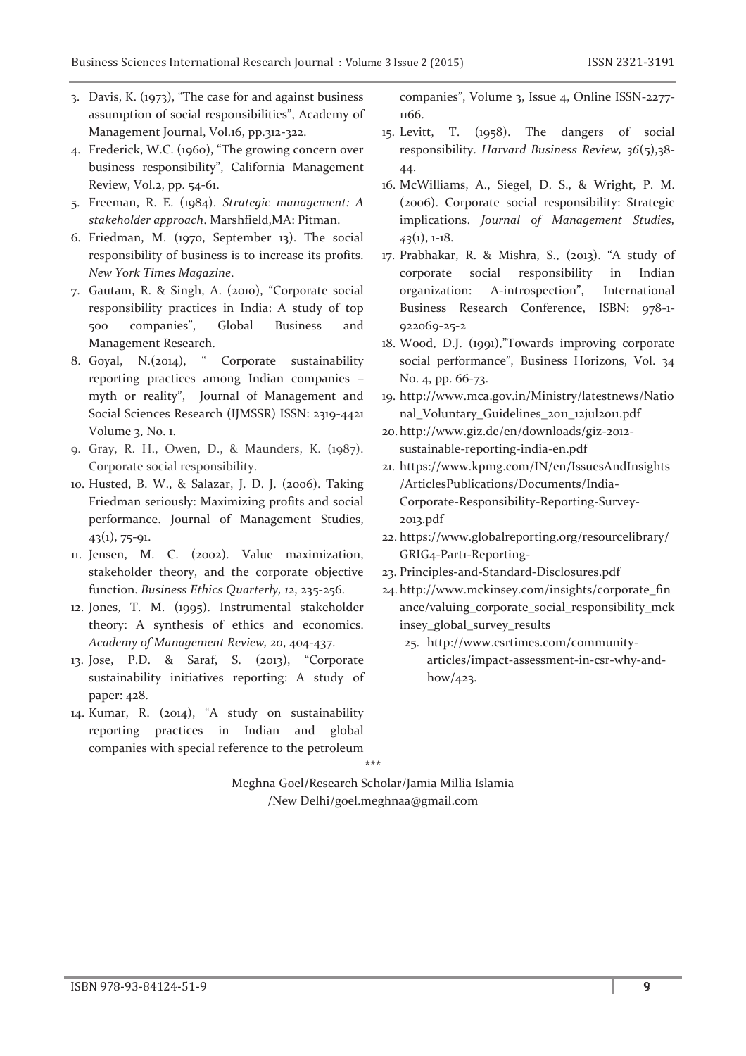3. Davis, K. (1973), "The case for and against business assumption of social responsibilities", Academy of Management Journal, Vol.16, pp.312-322.
4. Frederick, W.C. (1960), "The growing concern over business responsibility", California Management Review, Vol.2, pp. 54-61.
5. Freeman, R. E. (1984). *Strategic management: A stakeholder approach*. Marshfield,MA: Pitman.
6. Friedman, M. (1970, September 13). The social responsibility of business is to increase its profits. *New York Times Magazine*.
7. Gautam, R. & Singh, A. (2010), "Corporate social responsibility practices in India: A study of top 500 companies", Global Business and Management Research.
8. Goyal, N.(2014), " Corporate sustainability reporting practices among Indian companies – myth or reality", Journal of Management and Social Sciences Research (IJMSSR) ISSN: 2319-4421 Volume 3, No. 1.
9. Gray, R. H., Owen, D., & Maunders, K. (1987). Corporate social responsibility.
10. Husted, B. W., & Salazar, J. D. J. (2006). Taking Friedman seriously: Maximizing profits and social performance. Journal of Management Studies, 43(1), 75-91.
11. Jensen, M. C. (2002). Value maximization, stakeholder theory, and the corporate objective function. *Business Ethics Quarterly, 12*, 235-256.
12. Jones, T. M. (1995). Instrumental stakeholder theory: A synthesis of ethics and economics. *Academy of Management Review, 20*, 404-437.
13. Jose, P.D. & Saraf, S. (2013), "Corporate sustainability initiatives reporting: A study of paper: 428.
14. Kumar, R. (2014), "A study on sustainability reporting practices in Indian and global companies with special reference to the petroleum companies", Volume 3, Issue 4, Online ISSN-2277-1166.
15. Levitt, T. (1958). The dangers of social responsibility. *Harvard Business Review, 36*(5),38-44.
16. McWilliams, A., Siegel, D. S., & Wright, P. M. (2006). Corporate social responsibility: Strategic implications. *Journal of Management Studies, 43*(1), 1-18.
17. Prabhakar, R. & Mishra, S., (2013). "A study of corporate social responsibility in Indian organization: A-introspection", International Business Research Conference, ISBN: 978-1-922069-25-2
18. Wood, D.J. (1991),"Towards improving corporate social performance", Business Horizons, Vol. 34 No. 4, pp. 66-73.
19. http://www.mca.gov.in/Ministry/latestnews/National_Voluntary_Guidelines_2011_12jul2011.pdf
20. http://www.giz.de/en/downloads/giz-2012-sustainable-reporting-india-en.pdf
21. https://www.kpmg.com/IN/en/IssuesAndInsights/ArticlesPublications/Documents/India-Corporate-Responsibility-Reporting-Survey-2013.pdf
22. https://www.globalreporting.org/resourcelibrary/GRIG4-Part1-Reporting-
23. Principles-and-Standard-Disclosures.pdf
24. http://www.mckinsey.com/insights/corporate_finance/valuing_corporate_social_responsibility_mckinsey_global_survey_results
25. http://www.csrtimes.com/community-articles/impact-assessment-in-csr-why-and-how/423.

\*\*\*

Meghna Goel/Research Scholar/Jamia Millia Islamia /New Delhi/goel.meghnaa@gmail.com